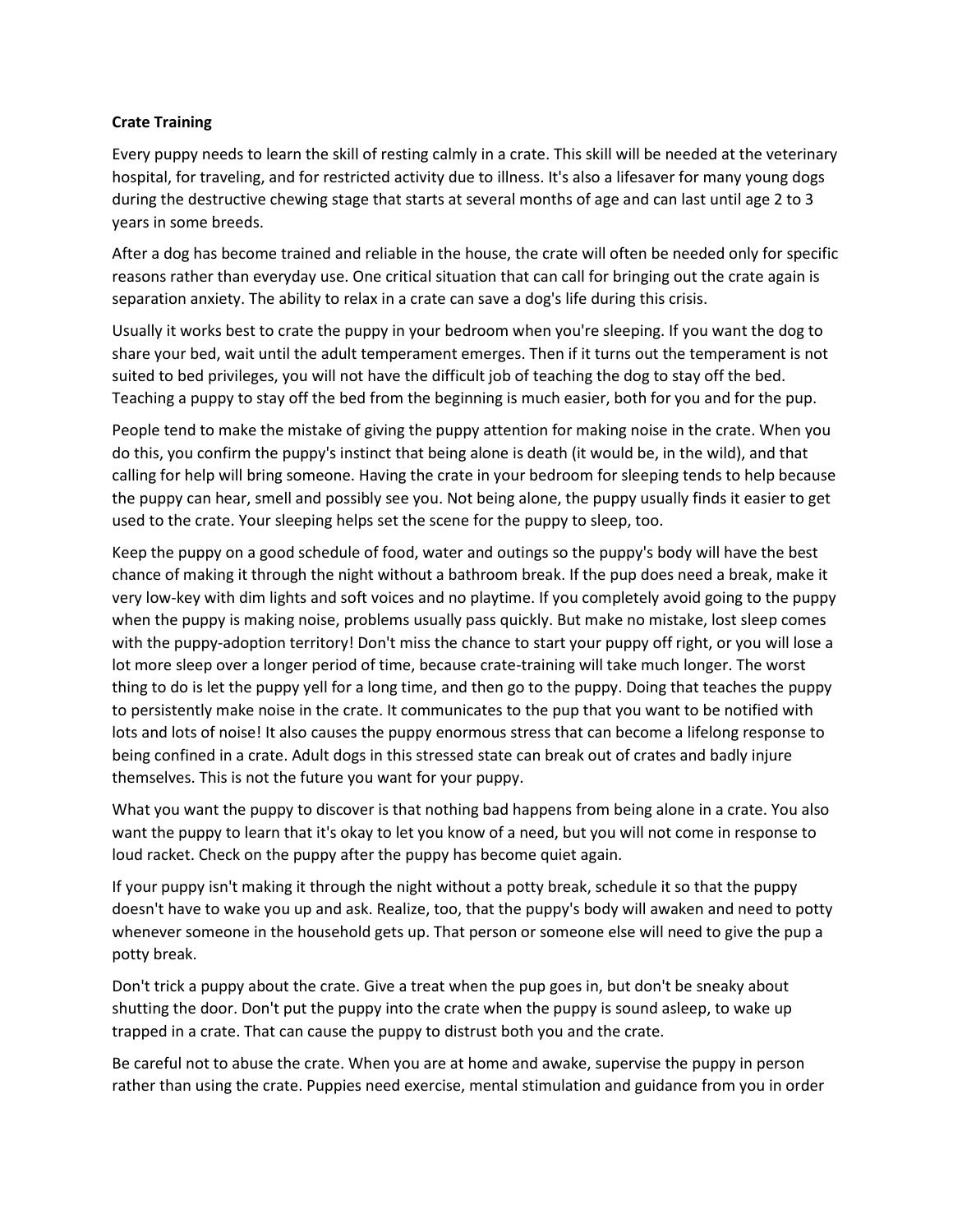**Crate Training**

Every puppy needs to learn the skill of resting calmly in a crate. This skill will be needed at the veterinary hospital, for traveling, and for restricted activity due to illness. It's also a lifesaver for many young dogs during the destructive chewing stage that starts at several months of age and can last until age 2 to 3 years in some breeds.

After a dog has become trained and reliable in the house, the crate will often be needed only for specific reasons rather than everyday use. One critical situation that can call for bringing out the crate again is separation anxiety. The ability to relax in a crate can save a dog's life during this crisis.

Usually it works best to crate the puppy in your bedroom when you're sleeping. If you want the dog to share your bed, wait until the adult temperament emerges. Then if it turns out the temperament is not suited to bed privileges, you will not have the difficult job of teaching the dog to stay off the bed. Teaching a puppy to stay off the bed from the beginning is much easier, both for you and for the pup.

People tend to make the mistake of giving the puppy attention for making noise in the crate. When you do this, you confirm the puppy's instinct that being alone is death (it would be, in the wild), and that calling for help will bring someone. Having the crate in your bedroom for sleeping tends to help because the puppy can hear, smell and possibly see you. Not being alone, the puppy usually finds it easier to get used to the crate. Your sleeping helps set the scene for the puppy to sleep, too.

Keep the puppy on a good schedule of food, water and outings so the puppy's body will have the best chance of making it through the night without a bathroom break. If the pup does need a break, make it very low-key with dim lights and soft voices and no playtime. If you completely avoid going to the puppy when the puppy is making noise, problems usually pass quickly. But make no mistake, lost sleep comes with the puppy-adoption territory! Don't miss the chance to start your puppy off right, or you will lose a lot more sleep over a longer period of time, because crate-training will take much longer. The worst thing to do is let the puppy yell for a long time, and then go to the puppy. Doing that teaches the puppy to persistently make noise in the crate. It communicates to the pup that you want to be notified with lots and lots of noise! It also causes the puppy enormous stress that can become a lifelong response to being confined in a crate. Adult dogs in this stressed state can break out of crates and badly injure themselves. This is not the future you want for your puppy.

What you want the puppy to discover is that nothing bad happens from being alone in a crate. You also want the puppy to learn that it's okay to let you know of a need, but you will not come in response to loud racket. Check on the puppy after the puppy has become quiet again.

If your puppy isn't making it through the night without a potty break, schedule it so that the puppy doesn't have to wake you up and ask. Realize, too, that the puppy's body will awaken and need to potty whenever someone in the household gets up. That person or someone else will need to give the pup a potty break.

Don't trick a puppy about the crate. Give a treat when the pup goes in, but don't be sneaky about shutting the door. Don't put the puppy into the crate when the puppy is sound asleep, to wake up trapped in a crate. That can cause the puppy to distrust both you and the crate.

Be careful not to abuse the crate. When you are at home and awake, supervise the puppy in person rather than using the crate. Puppies need exercise, mental stimulation and guidance from you in order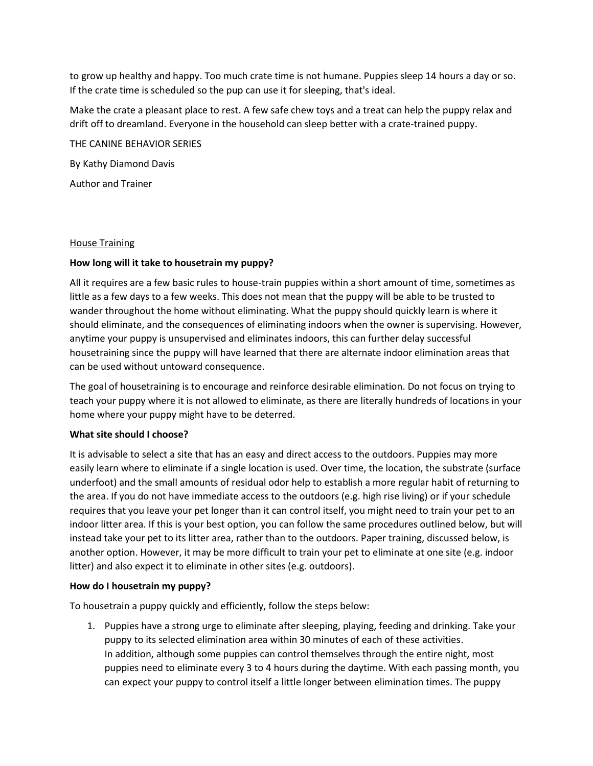to grow up healthy and happy. Too much crate time is not humane. Puppies sleep 14 hours a day or so. If the crate time is scheduled so the pup can use it for sleeping, that's ideal.

Make the crate a pleasant place to rest. A few safe chew toys and a treat can help the puppy relax and drift off to dreamland. Everyone in the household can sleep better with a crate-trained puppy.

THE CANINE BEHAVIOR SERIES

By Kathy Diamond Davis

Author and Trainer

## House Training

**How long will it take to housetrain my puppy?**

All it requires are a few basic rules to house-train puppies within a short amount of time, sometimes as little as a few days to a few weeks. This does not mean that the puppy will be able to be trusted to wander throughout the home without eliminating. What the puppy should quickly learn is where it should eliminate, and the consequences of eliminating indoors when the owner is supervising. However, anytime your puppy is unsupervised and eliminates indoors, this can further delay successful housetraining since the puppy will have learned that there are alternate indoor elimination areas that can be used without untoward consequence.

The goal of housetraining is to encourage and reinforce desirable elimination. Do not focus on trying to teach your puppy where it is not allowed to eliminate, as there are literally hundreds of locations in your home where your puppy might have to be deterred.

**What site should I choose?**

It is advisable to select a site that has an easy and direct access to the outdoors. Puppies may more easily learn where to eliminate if a single location is used. Over time, the location, the substrate (surface underfoot) and the small amounts of residual odor help to establish a more regular habit of returning to the area. If you do not have immediate access to the outdoors (e.g. high rise living) or if your schedule requires that you leave your pet longer than it can control itself, you might need to train your pet to an indoor litter area. If this is your best option, you can follow the same procedures outlined below, but will instead take your pet to its litter area, rather than to the outdoors. Paper training, discussed below, is another option. However, it may be more difficult to train your pet to eliminate at one site (e.g. indoor litter) and also expect it to eliminate in other sites (e.g. outdoors).

**How do I housetrain my puppy?**

To housetrain a puppy quickly and efficiently, follow the steps below:

1. Puppies have a strong urge to eliminate after sleeping, playing, feeding and drinking. Take your puppy to its selected elimination area within 30 minutes of each of these activities.
   In addition, although some puppies can control themselves through the entire night, most puppies need to eliminate every 3 to 4 hours during the daytime. With each passing month, you can expect your puppy to control itself a little longer between elimination times. The puppy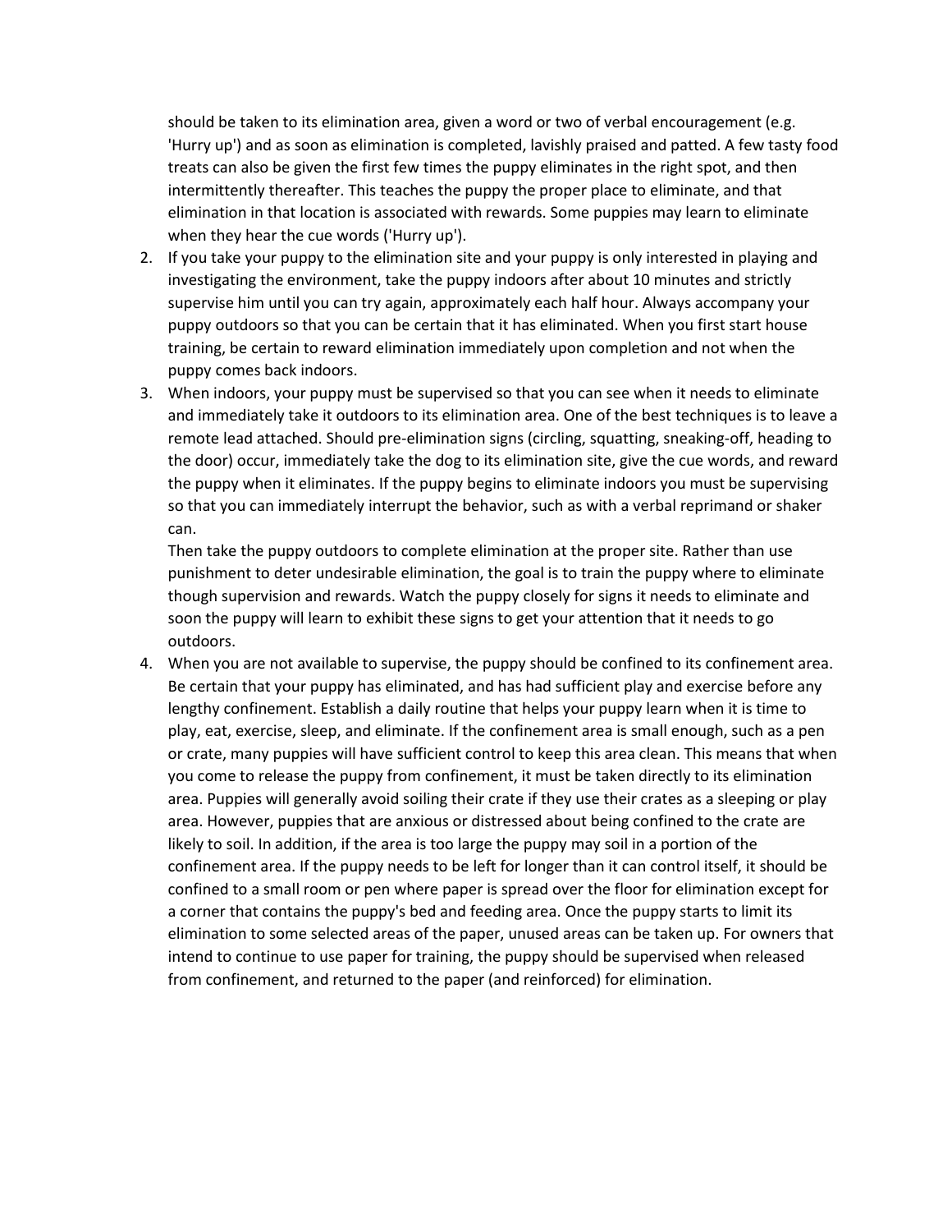should be taken to its elimination area, given a word or two of verbal encouragement (e.g. 'Hurry up') and as soon as elimination is completed, lavishly praised and patted. A few tasty food treats can also be given the first few times the puppy eliminates in the right spot, and then intermittently thereafter. This teaches the puppy the proper place to eliminate, and that elimination in that location is associated with rewards. Some puppies may learn to eliminate when they hear the cue words ('Hurry up').

2. If you take your puppy to the elimination site and your puppy is only interested in playing and investigating the environment, take the puppy indoors after about 10 minutes and strictly supervise him until you can try again, approximately each half hour. Always accompany your puppy outdoors so that you can be certain that it has eliminated. When you first start house training, be certain to reward elimination immediately upon completion and not when the puppy comes back indoors.
3. When indoors, your puppy must be supervised so that you can see when it needs to eliminate and immediately take it outdoors to its elimination area. One of the best techniques is to leave a remote lead attached. Should pre-elimination signs (circling, squatting, sneaking-off, heading to the door) occur, immediately take the dog to its elimination site, give the cue words, and reward the puppy when it eliminates. If the puppy begins to eliminate indoors you must be supervising so that you can immediately interrupt the behavior, such as with a verbal reprimand or shaker can.

   Then take the puppy outdoors to complete elimination at the proper site. Rather than use punishment to deter undesirable elimination, the goal is to train the puppy where to eliminate though supervision and rewards. Watch the puppy closely for signs it needs to eliminate and soon the puppy will learn to exhibit these signs to get your attention that it needs to go outdoors.
4. When you are not available to supervise, the puppy should be confined to its confinement area. Be certain that your puppy has eliminated, and has had sufficient play and exercise before any lengthy confinement. Establish a daily routine that helps your puppy learn when it is time to play, eat, exercise, sleep, and eliminate. If the confinement area is small enough, such as a pen or crate, many puppies will have sufficient control to keep this area clean. This means that when you come to release the puppy from confinement, it must be taken directly to its elimination area. Puppies will generally avoid soiling their crate if they use their crates as a sleeping or play area. However, puppies that are anxious or distressed about being confined to the crate are likely to soil. In addition, if the area is too large the puppy may soil in a portion of the confinement area. If the puppy needs to be left for longer than it can control itself, it should be confined to a small room or pen where paper is spread over the floor for elimination except for a corner that contains the puppy's bed and feeding area. Once the puppy starts to limit its elimination to some selected areas of the paper, unused areas can be taken up. For owners that intend to continue to use paper for training, the puppy should be supervised when released from confinement, and returned to the paper (and reinforced) for elimination.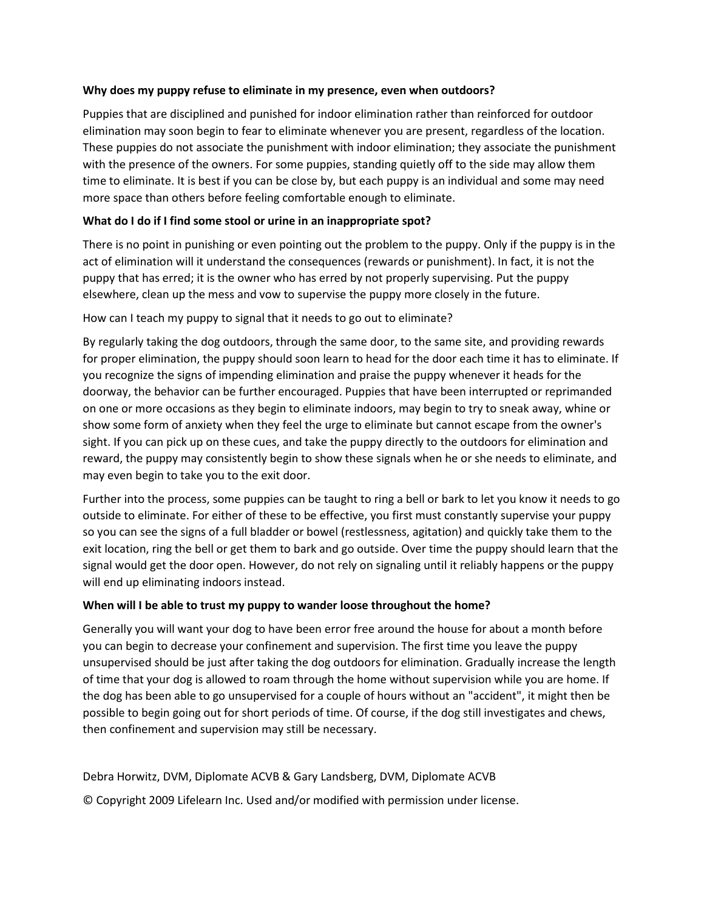**Why does my puppy refuse to eliminate in my presence, even when outdoors?**

Puppies that are disciplined and punished for indoor elimination rather than reinforced for outdoor elimination may soon begin to fear to eliminate whenever you are present, regardless of the location. These puppies do not associate the punishment with indoor elimination; they associate the punishment with the presence of the owners. For some puppies, standing quietly off to the side may allow them time to eliminate. It is best if you can be close by, but each puppy is an individual and some may need more space than others before feeling comfortable enough to eliminate.

**What do I do if I find some stool or urine in an inappropriate spot?**

There is no point in punishing or even pointing out the problem to the puppy. Only if the puppy is in the act of elimination will it understand the consequences (rewards or punishment). In fact, it is not the puppy that has erred; it is the owner who has erred by not properly supervising. Put the puppy elsewhere, clean up the mess and vow to supervise the puppy more closely in the future.

How can I teach my puppy to signal that it needs to go out to eliminate?

By regularly taking the dog outdoors, through the same door, to the same site, and providing rewards for proper elimination, the puppy should soon learn to head for the door each time it has to eliminate. If you recognize the signs of impending elimination and praise the puppy whenever it heads for the doorway, the behavior can be further encouraged. Puppies that have been interrupted or reprimanded on one or more occasions as they begin to eliminate indoors, may begin to try to sneak away, whine or show some form of anxiety when they feel the urge to eliminate but cannot escape from the owner's sight. If you can pick up on these cues, and take the puppy directly to the outdoors for elimination and reward, the puppy may consistently begin to show these signals when he or she needs to eliminate, and may even begin to take you to the exit door.

Further into the process, some puppies can be taught to ring a bell or bark to let you know it needs to go outside to eliminate. For either of these to be effective, you first must constantly supervise your puppy so you can see the signs of a full bladder or bowel (restlessness, agitation) and quickly take them to the exit location, ring the bell or get them to bark and go outside. Over time the puppy should learn that the signal would get the door open. However, do not rely on signaling until it reliably happens or the puppy will end up eliminating indoors instead.

**When will I be able to trust my puppy to wander loose throughout the home?**

Generally you will want your dog to have been error free around the house for about a month before you can begin to decrease your confinement and supervision. The first time you leave the puppy unsupervised should be just after taking the dog outdoors for elimination. Gradually increase the length of time that your dog is allowed to roam through the home without supervision while you are home. If the dog has been able to go unsupervised for a couple of hours without an "accident", it might then be possible to begin going out for short periods of time. Of course, if the dog still investigates and chews, then confinement and supervision may still be necessary.

Debra Horwitz, DVM, Diplomate ACVB & Gary Landsberg, DVM, Diplomate ACVB

© Copyright 2009 Lifelearn Inc. Used and/or modified with permission under license.